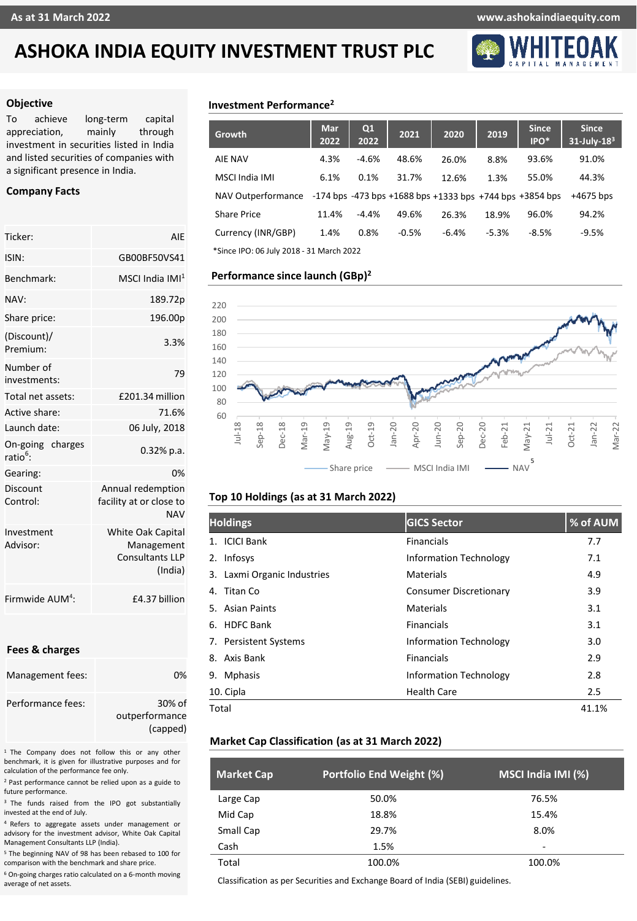As at 31 March 2022

www.ashokaindiaequity.com

# ASHOKA INDIA EQUITY INVESTMENT TRUST PLC

## Objective

To achieve long-term capital appreciation, mainly through investment in securities listed in India and listed securities of companies with a significant presence in India.

## Company Facts

| | |
|---|---|
| Ticker: | AIE |
| ISIN: | GB00BF50VS41 |
| Benchmark: | MSCI India IMI[1] |
| NAV: | 189.72p |
| Share price: | 196.00p |
| (Discount)/ Premium: | 3.3% |
| Number of investments: | 79 |
| Total net assets: | £201.34 million |
| Active share: | 71.6% |
| Launch date: | 06 July, 2018 |
| On-going charges ratio[6]: | 0.32% p.a. |
| Gearing: | 0% |
| Discount Control: | Annual redemption facility at or close to NAV |
| Investment Advisor: | White Oak Capital Management Consultants LLP (India) |
| Firmwide AUM[4]: | £4.37 billion |

## Fees & charges

| | |
|---|---|
| Management fees: | 0% |
| Performance fees: | 30% of outperformance (capped) |

[1] The Company does not follow this or any other benchmark, it is given for illustrative purposes and for calculation of the performance fee only.

[2] Past performance cannot be relied upon as a guide to future performance.

[3] The funds raised from the IPO got substantially invested at the end of July.

[4] Refers to aggregate assets under management or advisory for the investment advisor, White Oak Capital Management Consultants LLP (India).

[5] The beginning NAV of 98 has been rebased to 100 for comparison with the benchmark and share price.

[6] On-going charges ratio calculated on a 6-month moving average of net assets.

## Investment Performance[2]

| Growth | Mar 2022 | Q1 2022 | 2021 | 2020 | 2019 | Since IPO* | Since 31-July-18[3] |
|---|---|---|---|---|---|---|---|
| AIE NAV | 4.3% | -4.6% | 48.6% | 26.0% | 8.8% | 93.6% | 91.0% |
| MSCI India IMI | 6.1% | 0.1% | 31.7% | 12.6% | 1.3% | 55.0% | 44.3% |
| NAV Outperformance | -174 bps | -473 bps | +1688 bps | +1333 bps | +744 bps | +3854 bps | +4675 bps |
| Share Price | 11.4% | -4.4% | 49.6% | 26.3% | 18.9% | 96.0% | 94.2% |
| Currency (INR/GBP) | 1.4% | 0.8% | -0.5% | -6.4% | -5.3% | -8.5% | -9.5% |

*Since IPO: 06 July 2018 - 31 March 2022

## Performance since launch (GBp)[2]

Legend: Share price, MSCI India IMI, NAV[5]

## Top 10 Holdings (as at 31 March 2022)

| Holdings | GICS Sector | % of AUM |
|---|---|---|
| 1. ICICI Bank | Financials | 7.7 |
| 2. Infosys | Information Technology | 7.1 |
| 3. Laxmi Organic Industries | Materials | 4.9 |
| 4. Titan Co | Consumer Discretionary | 3.9 |
| 5. Asian Paints | Materials | 3.1 |
| 6. HDFC Bank | Financials | 3.1 |
| 7. Persistent Systems | Information Technology | 3.0 |
| 8. Axis Bank | Financials | 2.9 |
| 9. Mphasis | Information Technology | 2.8 |
| 10. Cipla | Health Care | 2.5 |
| Total | | 41.1% |

## Market Cap Classification (as at 31 March 2022)

| Market Cap | Portfolio End Weight (%) | MSCI India IMI (%) |
|---|---|---|
| Large Cap | 50.0% | 76.5% |
| Mid Cap | 18.8% | 15.4% |
| Small Cap | 29.7% | 8.0% |
| Cash | 1.5% | - |
| Total | 100.0% | 100.0% |

Classification as per Securities and Exchange Board of India (SEBI) guidelines.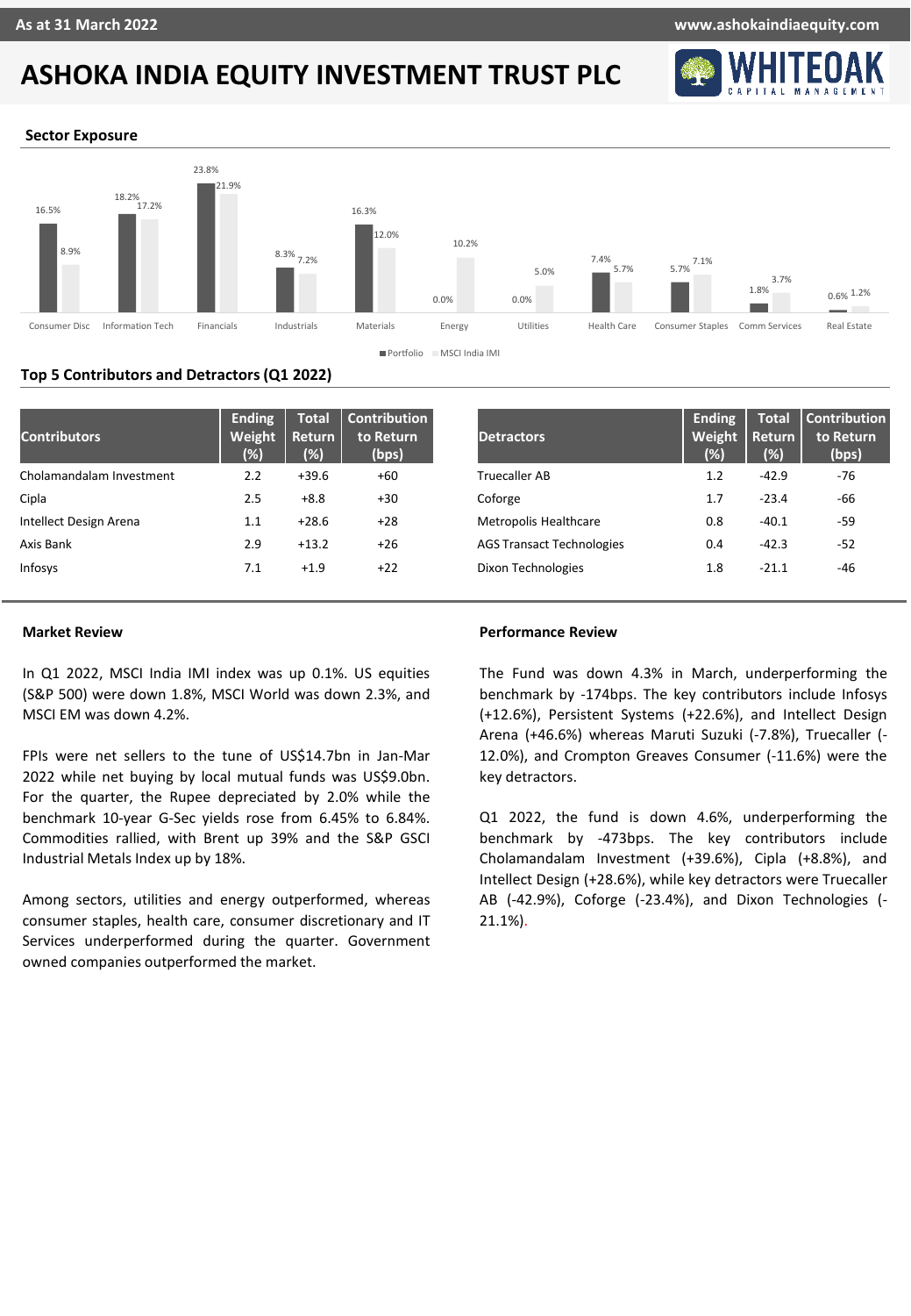# ASHOKA INDIA EQUITY INVESTMENT TRUST PLC

As at 31 March 2022

## Sector Exposure

| Sector | Portfolio | MSCI India IMI |
|---|---|---|
| Consumer Disc | 16.5% | 8.9% |
| Information Tech | 18.2% | 17.2% |
| Financials | 23.8% | 21.9% |
| Industrials | 8.3% | 7.2% |
| Materials | 16.3% | 12.0% |
| Energy | 0.0% | 10.2% |
| Utilities | 0.0% | 5.0% |
| Health Care | 7.4% | 5.7% |
| Consumer Staples | 5.7% | 7.1% |
| Comm Services | 1.8% | 3.7% |
| Real Estate | 0.6% | 1.2% |

## Top 5 Contributors and Detractors (Q1 2022)

| Contributors | Ending Weight (%) | Total Return (%) | Contribution to Return (bps) |
|---|---|---|---|
| Cholamandalam Investment | 2.2 | +39.6 | +60 |
| Cipla | 2.5 | +8.8 | +30 |
| Intellect Design Arena | 1.1 | +28.6 | +28 |
| Axis Bank | 2.9 | +13.2 | +26 |
| Infosys | 7.1 | +1.9 | +22 |

| Detractors | Ending Weight (%) | Total Return (%) | Contribution to Return (bps) |
|---|---|---|---|
| Truecaller AB | 1.2 | -42.9 | -76 |
| Coforge | 1.7 | -23.4 | -66 |
| Metropolis Healthcare | 0.8 | -40.1 | -59 |
| AGS Transact Technologies | 0.4 | -42.3 | -52 |
| Dixon Technologies | 1.8 | -21.1 | -46 |

### Market Review

In Q1 2022, MSCI India IMI index was up 0.1%. US equities (S&P 500) were down 1.8%, MSCI World was down 2.3%, and MSCI EM was down 4.2%.

FPIs were net sellers to the tune of US$14.7bn in Jan-Mar 2022 while net buying by local mutual funds was US$9.0bn. For the quarter, the Rupee depreciated by 2.0% while the benchmark 10-year G-Sec yields rose from 6.45% to 6.84%. Commodities rallied, with Brent up 39% and the S&P GSCI Industrial Metals Index up by 18%.

Among sectors, utilities and energy outperformed, whereas consumer staples, health care, consumer discretionary and IT Services underperformed during the quarter. Government owned companies outperformed the market.

### Performance Review

The Fund was down 4.3% in March, underperforming the benchmark by -174bps. The key contributors include Infosys (+12.6%), Persistent Systems (+22.6%), and Intellect Design Arena (+46.6%) whereas Maruti Suzuki (-7.8%), Truecaller (-12.0%), and Crompton Greaves Consumer (-11.6%) were the key detractors.

Q1 2022, the fund is down 4.6%, underperforming the benchmark by -473bps. The key contributors include Cholamandalam Investment (+39.6%), Cipla (+8.8%), and Intellect Design (+28.6%), while key detractors were Truecaller AB (-42.9%), Coforge (-23.4%), and Dixon Technologies (-21.1%).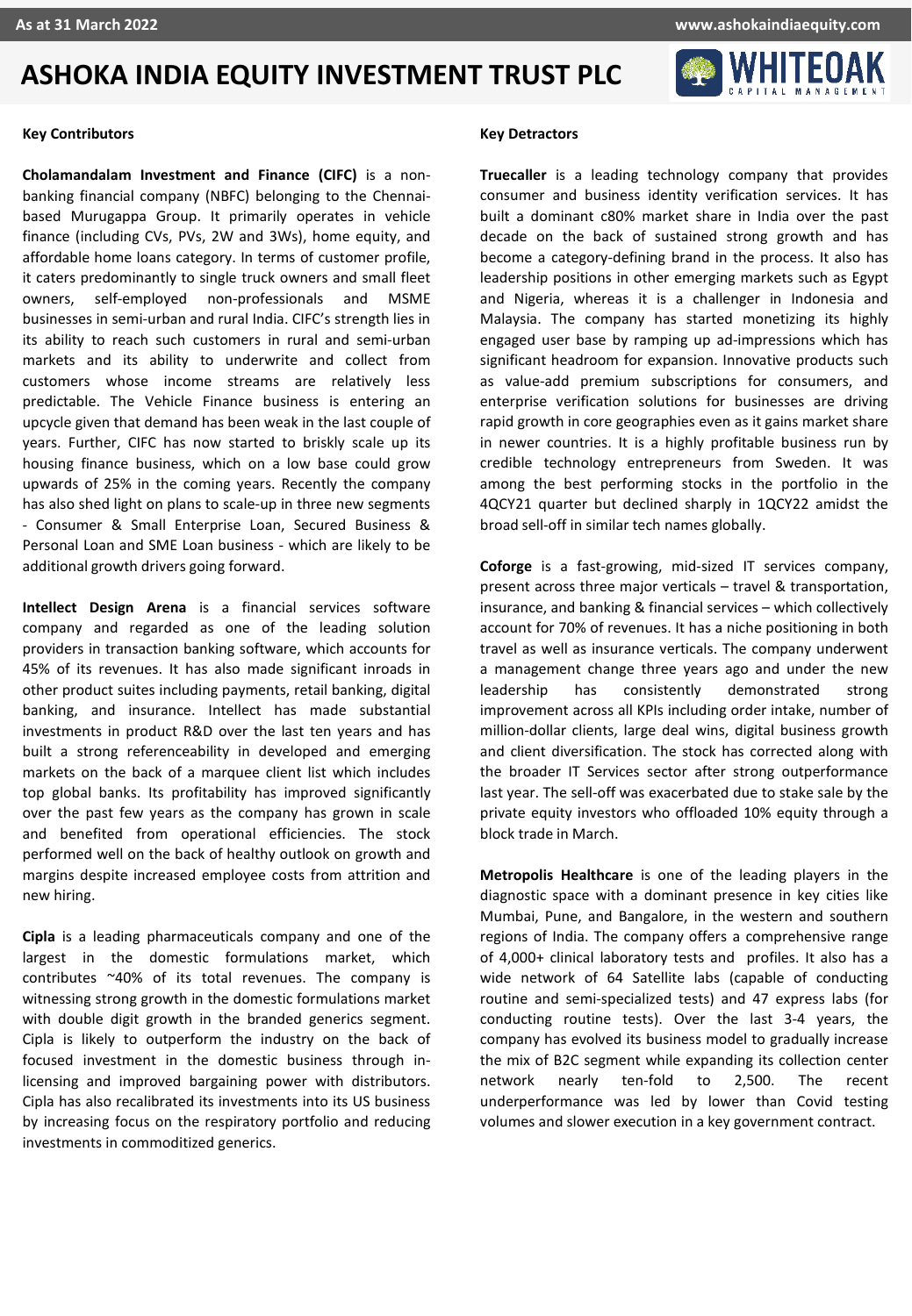# ASHOKA INDIA EQUITY INVESTMENT TRUST PLC

## Key Contributors

**Cholamandalam Investment and Finance (CIFC)** is a non-banking financial company (NBFC) belonging to the Chennai-based Murugappa Group. It primarily operates in vehicle finance (including CVs, PVs, 2W and 3Ws), home equity, and affordable home loans category. In terms of customer profile, it caters predominantly to single truck owners and small fleet owners, self-employed non-professionals and MSME businesses in semi-urban and rural India. CIFC's strength lies in its ability to reach such customers in rural and semi-urban markets and its ability to underwrite and collect from customers whose income streams are relatively less predictable. The Vehicle Finance business is entering an upcycle given that demand has been weak in the last couple of years. Further, CIFC has now started to briskly scale up its housing finance business, which on a low base could grow upwards of 25% in the coming years. Recently the company has also shed light on plans to scale-up in three new segments - Consumer & Small Enterprise Loan, Secured Business & Personal Loan and SME Loan business - which are likely to be additional growth drivers going forward.

**Intellect Design Arena** is a financial services software company and regarded as one of the leading solution providers in transaction banking software, which accounts for 45% of its revenues. It has also made significant inroads in other product suites including payments, retail banking, digital banking, and insurance. Intellect has made substantial investments in product R&D over the last ten years and has built a strong referenceability in developed and emerging markets on the back of a marquee client list which includes top global banks. Its profitability has improved significantly over the past few years as the company has grown in scale and benefited from operational efficiencies. The stock performed well on the back of healthy outlook on growth and margins despite increased employee costs from attrition and new hiring.

**Cipla** is a leading pharmaceuticals company and one of the largest in the domestic formulations market, which contributes ~40% of its total revenues. The company is witnessing strong growth in the domestic formulations market with double digit growth in the branded generics segment. Cipla is likely to outperform the industry on the back of focused investment in the domestic business through in-licensing and improved bargaining power with distributors. Cipla has also recalibrated its investments into its US business by increasing focus on the respiratory portfolio and reducing investments in commoditized generics.

## Key Detractors

**Truecaller** is a leading technology company that provides consumer and business identity verification services. It has built a dominant c80% market share in India over the past decade on the back of sustained strong growth and has become a category-defining brand in the process. It also has leadership positions in other emerging markets such as Egypt and Nigeria, whereas it is a challenger in Indonesia and Malaysia. The company has started monetizing its highly engaged user base by ramping up ad-impressions which has significant headroom for expansion. Innovative products such as value-add premium subscriptions for consumers, and enterprise verification solutions for businesses are driving rapid growth in core geographies even as it gains market share in newer countries. It is a highly profitable business run by credible technology entrepreneurs from Sweden. It was among the best performing stocks in the portfolio in the 4QCY21 quarter but declined sharply in 1QCY22 amidst the broad sell-off in similar tech names globally.

**Coforge** is a fast-growing, mid-sized IT services company, present across three major verticals – travel & transportation, insurance, and banking & financial services – which collectively account for 70% of revenues. It has a niche positioning in both travel as well as insurance verticals. The company underwent a management change three years ago and under the new leadership has consistently demonstrated strong improvement across all KPIs including order intake, number of million-dollar clients, large deal wins, digital business growth and client diversification. The stock has corrected along with the broader IT Services sector after strong outperformance last year. The sell-off was exacerbated due to stake sale by the private equity investors who offloaded 10% equity through a block trade in March.

**Metropolis Healthcare** is one of the leading players in the diagnostic space with a dominant presence in key cities like Mumbai, Pune, and Bangalore, in the western and southern regions of India. The company offers a comprehensive range of 4,000+ clinical laboratory tests and profiles. It also has a wide network of 64 Satellite labs (capable of conducting routine and semi-specialized tests) and 47 express labs (for conducting routine tests). Over the last 3-4 years, the company has evolved its business model to gradually increase the mix of B2C segment while expanding its collection center network nearly ten-fold to 2,500. The recent underperformance was led by lower than Covid testing volumes and slower execution in a key government contract.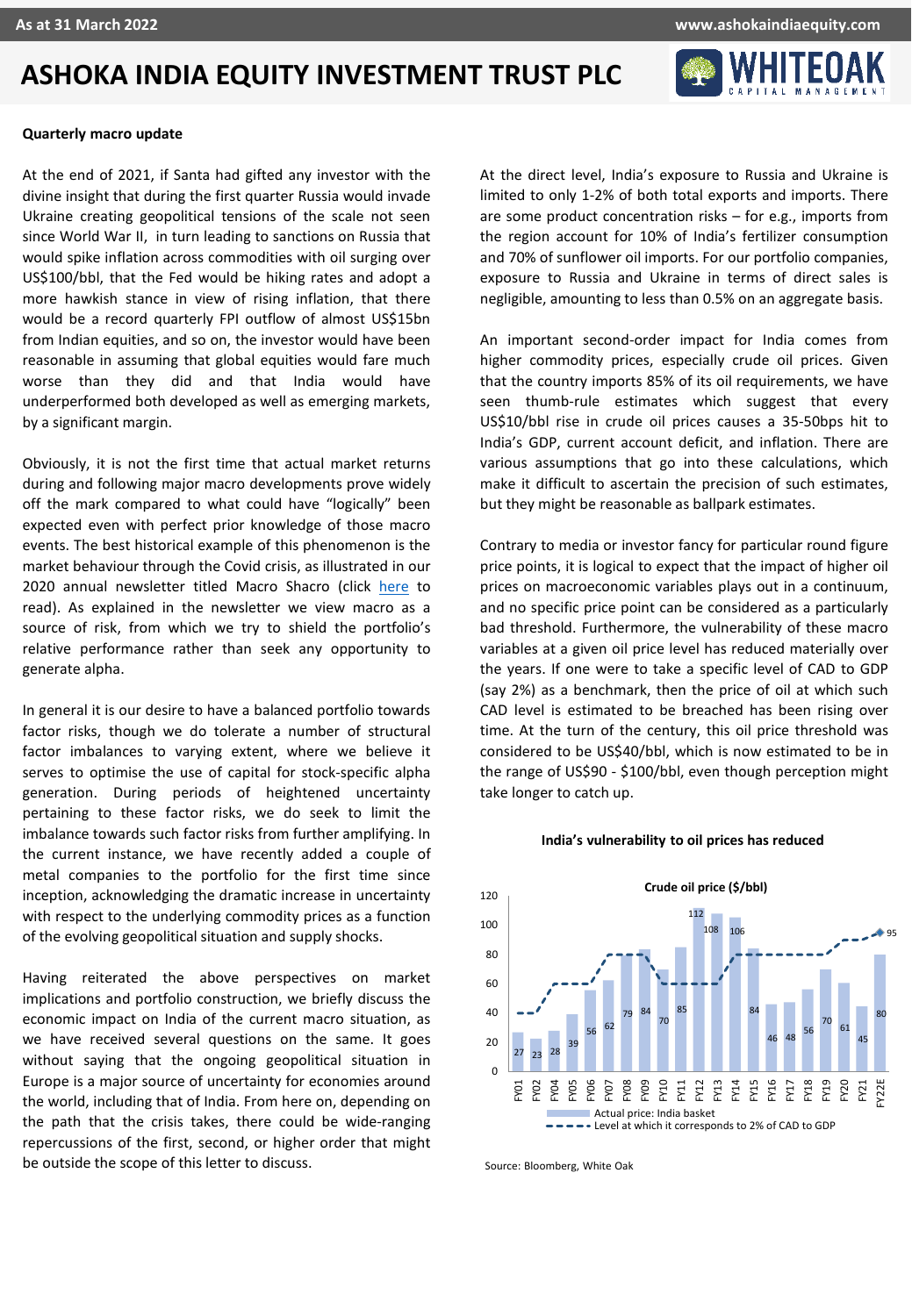## Quarterly macro update

At the end of 2021, if Santa had gifted any investor with the divine insight that during the first quarter Russia would invade Ukraine creating geopolitical tensions of the scale not seen since World War II, in turn leading to sanctions on Russia that would spike inflation across commodities with oil surging over US$100/bbl, that the Fed would be hiking rates and adopt a more hawkish stance in view of rising inflation, that there would be a record quarterly FPI outflow of almost US$15bn from Indian equities, and so on, the investor would have been reasonable in assuming that global equities would fare much worse than they did and that India would have underperformed both developed as well as emerging markets, by a significant margin.

Obviously, it is not the first time that actual market returns during and following major macro developments prove widely off the mark compared to what could have "logically" been expected even with perfect prior knowledge of those macro events. The best historical example of this phenomenon is the market behaviour through the Covid crisis, as illustrated in our 2020 annual newsletter titled Macro Shacro (click here to read). As explained in the newsletter we view macro as a source of risk, from which we try to shield the portfolio's relative performance rather than seek any opportunity to generate alpha.

In general it is our desire to have a balanced portfolio towards factor risks, though we do tolerate a number of structural factor imbalances to varying extent, where we believe it serves to optimise the use of capital for stock-specific alpha generation. During periods of heightened uncertainty pertaining to these factor risks, we do seek to limit the imbalance towards such factor risks from further amplifying. In the current instance, we have recently added a couple of metal companies to the portfolio for the first time since inception, acknowledging the dramatic increase in uncertainty with respect to the underlying commodity prices as a function of the evolving geopolitical situation and supply shocks.

Having reiterated the above perspectives on market implications and portfolio construction, we briefly discuss the economic impact on India of the current macro situation, as we have received several questions on the same. It goes without saying that the ongoing geopolitical situation in Europe is a major source of uncertainty for economies around the world, including that of India. From here on, depending on the path that the crisis takes, there could be wide-ranging repercussions of the first, second, or higher order that might be outside the scope of this letter to discuss.

At the direct level, India's exposure to Russia and Ukraine is limited to only 1-2% of both total exports and imports. There are some product concentration risks – for e.g., imports from the region account for 10% of India's fertilizer consumption and 70% of sunflower oil imports. For our portfolio companies, exposure to Russia and Ukraine in terms of direct sales is negligible, amounting to less than 0.5% on an aggregate basis.

An important second-order impact for India comes from higher commodity prices, especially crude oil prices. Given that the country imports 85% of its oil requirements, we have seen thumb-rule estimates which suggest that every US$10/bbl rise in crude oil prices causes a 35-50bps hit to India's GDP, current account deficit, and inflation. There are various assumptions that go into these calculations, which make it difficult to ascertain the precision of such estimates, but they might be reasonable as ballpark estimates.

Contrary to media or investor fancy for particular round figure price points, it is logical to expect that the impact of higher oil prices on macroeconomic variables plays out in a continuum, and no specific price point can be considered as a particularly bad threshold. Furthermore, the vulnerability of these macro variables at a given oil price level has reduced materially over the years. If one were to take a specific level of CAD to GDP (say 2%) as a benchmark, then the price of oil at which such CAD level is estimated to be breached has been rising over time. At the turn of the century, this oil price threshold was considered to be US$40/bbl, which is now estimated to be in the range of US$90 - $100/bbl, even though perception might take longer to catch up.

**India's vulnerability to oil prices has reduced**

Crude oil price ($/bbl)

| Year | FY01 | FY02 | FY04 | FY05 | FY06 | FY07 | FY08 | FY09 | FY10 | FY11 | FY12 | FY13 | FY14 | FY15 | FY16 | FY17 | FY18 | FY19 | FY20 | FY21 | FY22E |
|---|---|---|---|---|---|---|---|---|---|---|---|---|---|---|---|---|---|---|---|---|---|
| Actual price: India basket | 27 | 23 | 28 | 39 | 56 | 62 | 79 | 84 | 70 | 85 | 112 | 108 | 106 | 84 | 46 | 48 | 56 | 70 | 61 | 45 | 80 |
| Level at which it corresponds to 2% of CAD to GDP | | | | | | | | | | | | | | | | | | | | | 95 |

Source: Bloomberg, White Oak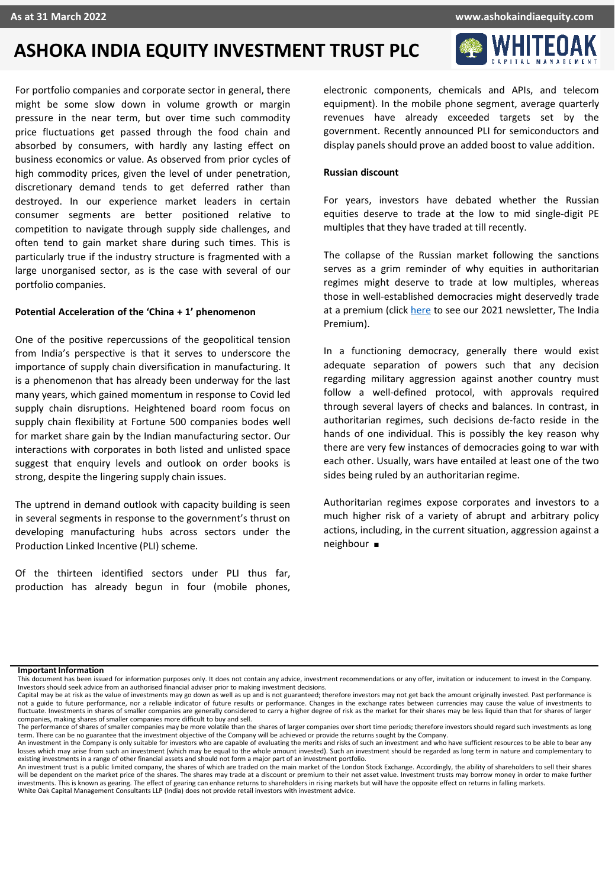For portfolio companies and corporate sector in general, there might be some slow down in volume growth or margin pressure in the near term, but over time such commodity price fluctuations get passed through the food chain and absorbed by consumers, with hardly any lasting effect on business economics or value. As observed from prior cycles of high commodity prices, given the level of under penetration, discretionary demand tends to get deferred rather than destroyed. In our experience market leaders in certain consumer segments are better positioned relative to competition to navigate through supply side challenges, and often tend to gain market share during such times. This is particularly true if the industry structure is fragmented with a large unorganised sector, as is the case with several of our portfolio companies.

**Potential Acceleration of the 'China + 1' phenomenon**

One of the positive repercussions of the geopolitical tension from India's perspective is that it serves to underscore the importance of supply chain diversification in manufacturing. It is a phenomenon that has already been underway for the last many years, which gained momentum in response to Covid led supply chain disruptions. Heightened board room focus on supply chain flexibility at Fortune 500 companies bodes well for market share gain by the Indian manufacturing sector. Our interactions with corporates in both listed and unlisted space suggest that enquiry levels and outlook on order books is strong, despite the lingering supply chain issues.

The uptrend in demand outlook with capacity building is seen in several segments in response to the government's thrust on developing manufacturing hubs across sectors under the Production Linked Incentive (PLI) scheme.

Of the thirteen identified sectors under PLI thus far, production has already begun in four (mobile phones, electronic components, chemicals and APIs, and telecom equipment). In the mobile phone segment, average quarterly revenues have already exceeded targets set by the government. Recently announced PLI for semiconductors and display panels should prove an added boost to value addition.

**Russian discount**

For years, investors have debated whether the Russian equities deserve to trade at the low to mid single-digit PE multiples that they have traded at till recently.

The collapse of the Russian market following the sanctions serves as a grim reminder of why equities in authoritarian regimes might deserve to trade at low multiples, whereas those in well-established democracies might deservedly trade at a premium (click here to see our 2021 newsletter, The India Premium).

In a functioning democracy, generally there would exist adequate separation of powers such that any decision regarding military aggression against another country must follow a well-defined protocol, with approvals required through several layers of checks and balances. In contrast, in authoritarian regimes, such decisions de-facto reside in the hands of one individual. This is possibly the key reason why there are very few instances of democracies going to war with each other. Usually, wars have entailed at least one of the two sides being ruled by an authoritarian regime.

Authoritarian regimes expose corporates and investors to a much higher risk of a variety of abrupt and arbitrary policy actions, including, in the current situation, aggression against a neighbour ■

**Important Information**

This document has been issued for information purposes only. It does not contain any advice, investment recommendations or any offer, invitation or inducement to invest in the Company. Investors should seek advice from an authorised financial adviser prior to making investment decisions.

Capital may be at risk as the value of investments may go down as well as up and is not guaranteed; therefore investors may not get back the amount originally invested. Past performance is not a guide to future performance, nor a reliable indicator of future results or performance. Changes in the exchange rates between currencies may cause the value of investments to fluctuate. Investments in shares of smaller companies are generally considered to carry a higher degree of risk as the market for their shares may be less liquid than that for shares of larger companies, making shares of smaller companies more difficult to buy and sell.

The performance of shares of smaller companies may be more volatile than the shares of larger companies over short time periods; therefore investors should regard such investments as long term. There can be no guarantee that the investment objective of the Company will be achieved or provide the returns sought by the Company.

An investment in the Company is only suitable for investors who are capable of evaluating the merits and risks of such an investment and who have sufficient resources to be able to bear any losses which may arise from such an investment (which may be equal to the whole amount invested). Such an investment should be regarded as long term in nature and complementary to existing investments in a range of other financial assets and should not form a major part of an investment portfolio.

An investment trust is a public limited company, the shares of which are traded on the main market of the London Stock Exchange. Accordingly, the ability of shareholders to sell their shares will be dependent on the market price of the shares. The shares may trade at a discount or premium to their net asset value. Investment trusts may borrow money in order to make further investments. This is known as gearing. The effect of gearing can enhance returns to shareholders in rising markets but will have the opposite effect on returns in falling markets.

White Oak Capital Management Consultants LLP (India) does not provide retail investors with investment advice.